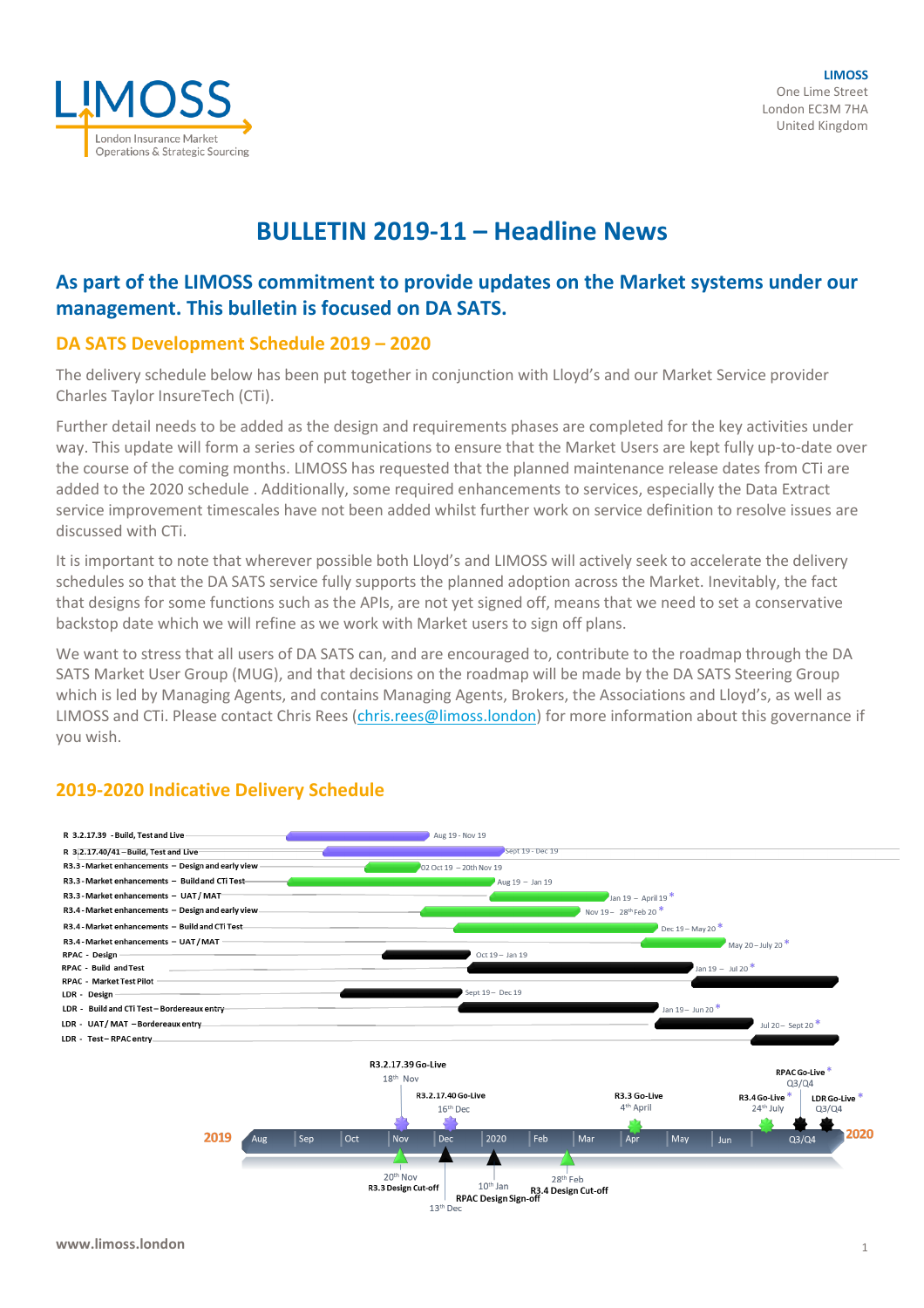**LIMOSS**
One Lime Street
London EC3M 7HA
United Kingdom

# BULLETIN 2019-11 – Headline News

## As part of the LIMOSS commitment to provide updates on the Market systems under our management. This bulletin is focused on DA SATS.

### DA SATS Development Schedule 2019 – 2020

The delivery schedule below has been put together in conjunction with Lloyd's and our Market Service provider Charles Taylor InsureTech (CTi).

Further detail needs to be added as the design and requirements phases are completed for the key activities under way. This update will form a series of communications to ensure that the Market Users are kept fully up-to-date over the course of the coming months. LIMOSS has requested that the planned maintenance release dates from CTi are added to the 2020 schedule . Additionally, some required enhancements to services, especially the Data Extract service improvement timescales have not been added whilst further work on service definition to resolve issues are discussed with CTi.

It is important to note that wherever possible both Lloyd's and LIMOSS will actively seek to accelerate the delivery schedules so that the DA SATS service fully supports the planned adoption across the Market. Inevitably, the fact that designs for some functions such as the APIs, are not yet signed off, means that we need to set a conservative backstop date which we will refine as we work with Market users to sign off plans.

We want to stress that all users of DA SATS can, and are encouraged to, contribute to the roadmap through the DA SATS Market User Group (MUG), and that decisions on the roadmap will be made by the DA SATS Steering Group which is led by Managing Agents, and contains Managing Agents, Brokers, the Associations and Lloyd's, as well as LIMOSS and CTi. Please contact Chris Rees (chris.rees@limoss.london) for more information about this governance if you wish.

### 2019-2020 Indicative Delivery Schedule

| Activity | Timing |
|---|---|
| R 3.2.17.39 - Build, Test and Live | Aug 19 - Nov 19 |
| R 3.2.17.40/41 – Build, Test and Live | Sept 19 - Dec 19 |
| R3.3 - Market enhancements – Design and early view | 02 Oct 19 – 20th Nov 19 |
| R3.3 - Market enhancements – Build and CTi Test | Aug 19 – Jan 19 |
| R3.3 - Market enhancements – UAT / MAT | Jan 19 – April 19 * |
| R3.4 - Market enhancements – Design and early view | Nov 19 – 28th Feb 20 * |
| R3.4 - Market enhancements – Build and CTi Test | Dec 19 – May 20 * |
| R3.4 - Market enhancements – UAT / MAT | May 20 – July 20 * |
| RPAC - Design | Oct 19 – Jan 19 |
| RPAC - Build and Test | Jan 19 – Jul 20 * |
| RPAC - Market Test Pilot | |
| LDR - Design | Sept 19 – Dec 19 |
| LDR - Build and CTi Test – Bordereaux entry | Jan 19 – Jun 20 * |
| LDR - UAT / MAT – Bordereaux entry | Jul 20 – Sept 20 * |
| LDR - Test – RPAC entry | |

**Milestones (2019 – 2020):**

- R3.2.17.39 Go-Live – 18th Nov
- R3.2.17.40 Go-Live – 16th Dec
- R3.3 Go-Live – 4th April *
- R3.4 Go-Live – 24th July *
- RPAC Go-Live – Q3/Q4 *
- LDR Go-Live – Q3/Q4 *
- R3.3 Design Cut-off – 20th Nov
- RPAC Design Sign-off – 13th Dec / 10th Jan
- R3.4 Design Cut-off – 28th Feb

www.limoss.london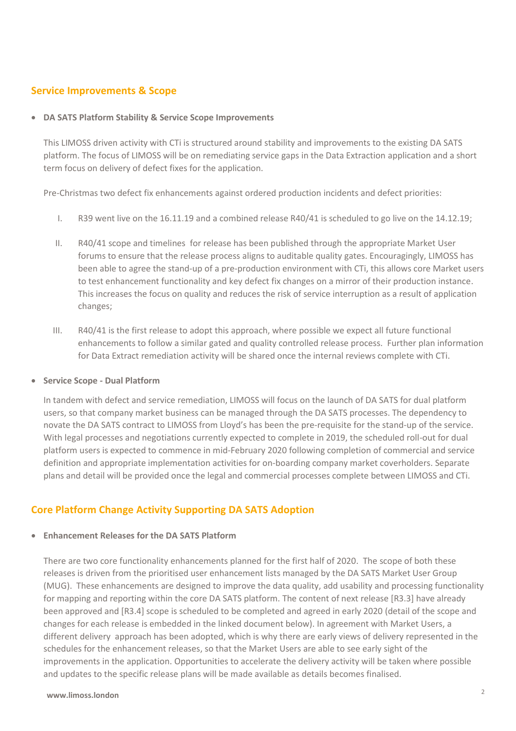## Service Improvements & Scope

- **DA SATS Platform Stability & Service Scope Improvements**

  This LIMOSS driven activity with CTi is structured around stability and improvements to the existing DA SATS platform. The focus of LIMOSS will be on remediating service gaps in the Data Extraction application and a short term focus on delivery of defect fixes for the application.

  Pre-Christmas two defect fix enhancements against ordered production incidents and defect priorities:

  I. R39 went live on the 16.11.19 and a combined release R40/41 is scheduled to go live on the 14.12.19;

  II. R40/41 scope and timelines for release has been published through the appropriate Market User forums to ensure that the release process aligns to auditable quality gates. Encouragingly, LIMOSS has been able to agree the stand-up of a pre-production environment with CTi, this allows core Market users to test enhancement functionality and key defect fix changes on a mirror of their production instance. This increases the focus on quality and reduces the risk of service interruption as a result of application changes;

  III. R40/41 is the first release to adopt this approach, where possible we expect all future functional enhancements to follow a similar gated and quality controlled release process. Further plan information for Data Extract remediation activity will be shared once the internal reviews complete with CTi.

- **Service Scope - Dual Platform**

  In tandem with defect and service remediation, LIMOSS will focus on the launch of DA SATS for dual platform users, so that company market business can be managed through the DA SATS processes. The dependency to novate the DA SATS contract to LIMOSS from Lloyd's has been the pre-requisite for the stand-up of the service. With legal processes and negotiations currently expected to complete in 2019, the scheduled roll-out for dual platform users is expected to commence in mid-February 2020 following completion of commercial and service definition and appropriate implementation activities for on-boarding company market coverholders. Separate plans and detail will be provided once the legal and commercial processes complete between LIMOSS and CTi.

## Core Platform Change Activity Supporting DA SATS Adoption

- **Enhancement Releases for the DA SATS Platform**

  There are two core functionality enhancements planned for the first half of 2020. The scope of both these releases is driven from the prioritised user enhancement lists managed by the DA SATS Market User Group (MUG). These enhancements are designed to improve the data quality, add usability and processing functionality for mapping and reporting within the core DA SATS platform. The content of next release [R3.3] have already been approved and [R3.4] scope is scheduled to be completed and agreed in early 2020 (detail of the scope and changes for each release is embedded in the linked document below). In agreement with Market Users, a different delivery approach has been adopted, which is why there are early views of delivery represented in the schedules for the enhancement releases, so that the Market Users are able to see early sight of the improvements in the application. Opportunities to accelerate the delivery activity will be taken where possible and updates to the specific release plans will be made available as details becomes finalised.

www.limoss.london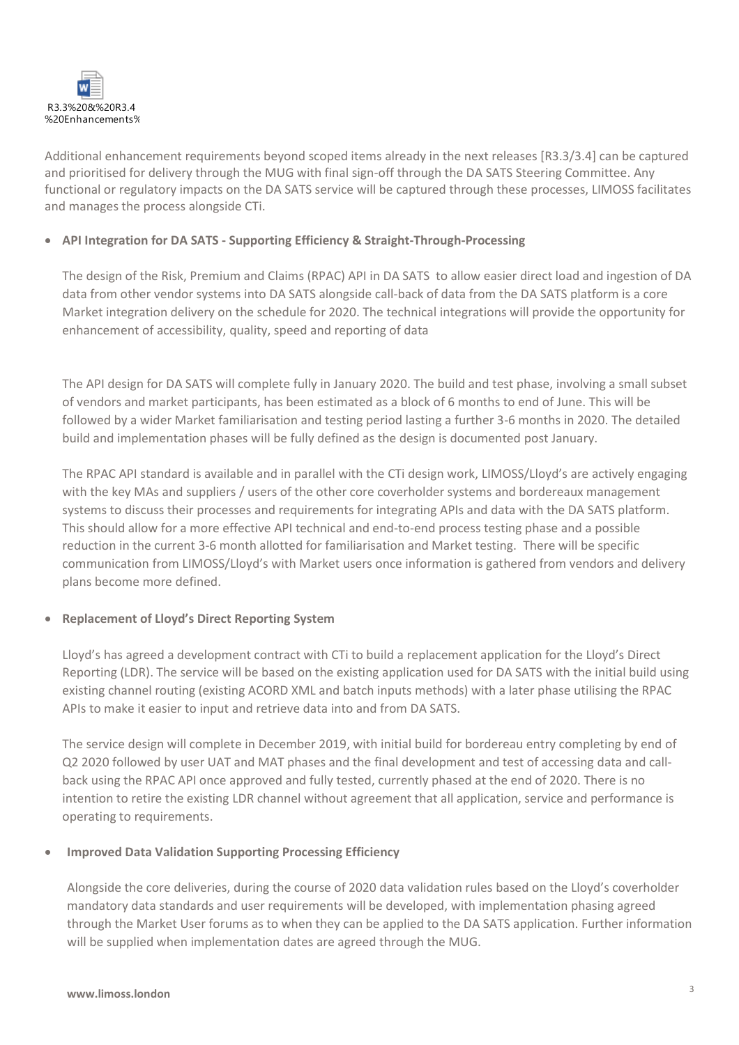R3.3%20&%20R3.4 %20Enhancements%

Additional enhancement requirements beyond scoped items already in the next releases [R3.3/3.4] can be captured and prioritised for delivery through the MUG with final sign-off through the DA SATS Steering Committee. Any functional or regulatory impacts on the DA SATS service will be captured through these processes, LIMOSS facilitates and manages the process alongside CTi.

- **API Integration for DA SATS - Supporting Efficiency & Straight-Through-Processing**

  The design of the Risk, Premium and Claims (RPAC) API in DA SATS to allow easier direct load and ingestion of DA data from other vendor systems into DA SATS alongside call-back of data from the DA SATS platform is a core Market integration delivery on the schedule for 2020. The technical integrations will provide the opportunity for enhancement of accessibility, quality, speed and reporting of data

  The API design for DA SATS will complete fully in January 2020. The build and test phase, involving a small subset of vendors and market participants, has been estimated as a block of 6 months to end of June. This will be followed by a wider Market familiarisation and testing period lasting a further 3-6 months in 2020. The detailed build and implementation phases will be fully defined as the design is documented post January.

  The RPAC API standard is available and in parallel with the CTi design work, LIMOSS/Lloyd's are actively engaging with the key MAs and suppliers / users of the other core coverholder systems and bordereaux management systems to discuss their processes and requirements for integrating APIs and data with the DA SATS platform. This should allow for a more effective API technical and end-to-end process testing phase and a possible reduction in the current 3-6 month allotted for familiarisation and Market testing. There will be specific communication from LIMOSS/Lloyd's with Market users once information is gathered from vendors and delivery plans become more defined.

- **Replacement of Lloyd's Direct Reporting System**

  Lloyd's has agreed a development contract with CTi to build a replacement application for the Lloyd's Direct Reporting (LDR). The service will be based on the existing application used for DA SATS with the initial build using existing channel routing (existing ACORD XML and batch inputs methods) with a later phase utilising the RPAC APIs to make it easier to input and retrieve data into and from DA SATS.

  The service design will complete in December 2019, with initial build for bordereau entry completing by end of Q2 2020 followed by user UAT and MAT phases and the final development and test of accessing data and call-back using the RPAC API once approved and fully tested, currently phased at the end of 2020. There is no intention to retire the existing LDR channel without agreement that all application, service and performance is operating to requirements.

- **Improved Data Validation Supporting Processing Efficiency**

  Alongside the core deliveries, during the course of 2020 data validation rules based on the Lloyd's coverholder mandatory data standards and user requirements will be developed, with implementation phasing agreed through the Market User forums as to when they can be applied to the DA SATS application. Further information will be supplied when implementation dates are agreed through the MUG.

**www.limoss.london**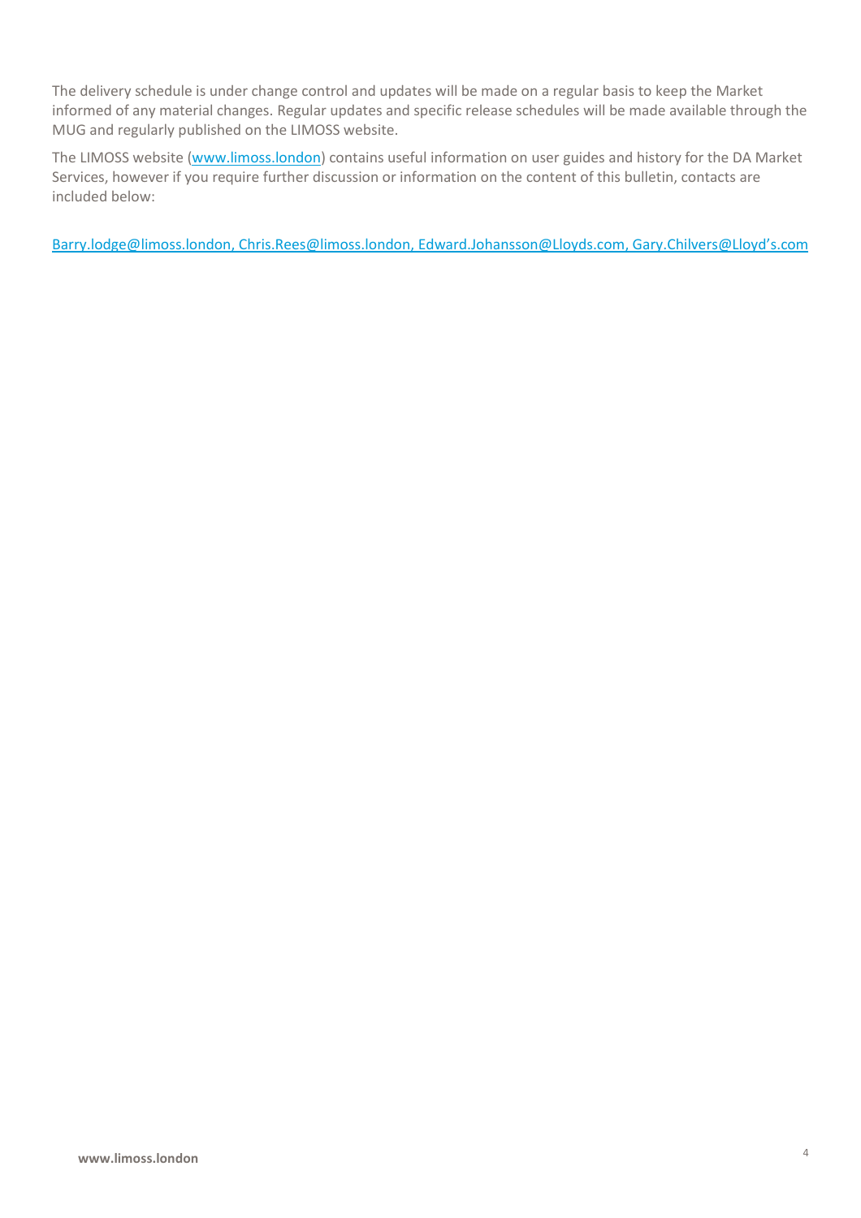The delivery schedule is under change control and updates will be made on a regular basis to keep the Market informed of any material changes. Regular updates and specific release schedules will be made available through the MUG and regularly published on the LIMOSS website.

The LIMOSS website (www.limoss.london) contains useful information on user guides and history for the DA Market Services, however if you require further discussion or information on the content of this bulletin, contacts are included below:

Barry.lodge@limoss.london, Chris.Rees@limoss.london, Edward.Johansson@Lloyds.com, Gary.Chilvers@Lloyd's.com